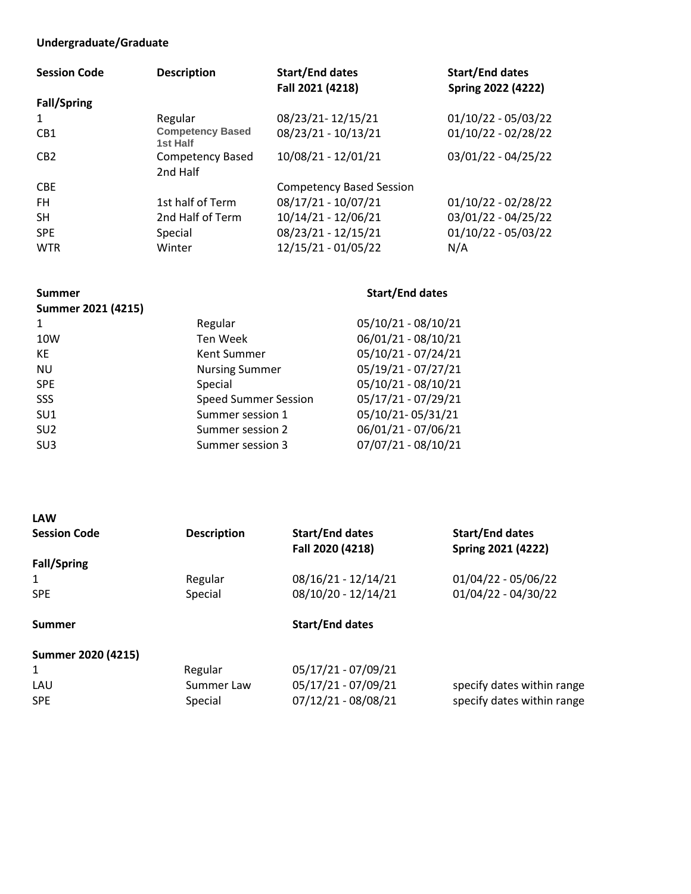**Undergraduate/Graduate**

| Session Code | Description | Start/End dates Fall 2021 (4218) | Start/End dates Spring 2022 (4222) |
|---|---|---|---|
| **Fall/Spring** | | | |
| 1 | Regular | 08/23/21- 12/15/21 | 01/10/22 - 05/03/22 |
| CB1 | **Competency Based 1st Half** | 08/23/21 - 10/13/21 | 01/10/22 - 02/28/22 |
| CB2 | Competency Based 2nd Half | 10/08/21 - 12/01/21 | 03/01/22 - 04/25/22 |
| CBE | | Competency Based Session | |
| FH | 1st half of Term | 08/17/21 - 10/07/21 | 01/10/22 - 02/28/22 |
| SH | 2nd Half of Term | 10/14/21 - 12/06/21 | 03/01/22 - 04/25/22 |
| SPE | Special | 08/23/21 - 12/15/21 | 01/10/22 - 05/03/22 |
| WTR | Winter | 12/15/21 - 01/05/22 | N/A |

| **Summer** | | **Start/End dates** |
|---|---|---|
| **Summer 2021 (4215)** | | |
| 1 | Regular | 05/10/21 - 08/10/21 |
| 10W | Ten Week | 06/01/21 - 08/10/21 |
| KE | Kent Summer | 05/10/21 - 07/24/21 |
| NU | Nursing Summer | 05/19/21 - 07/27/21 |
| SPE | Special | 05/10/21 - 08/10/21 |
| SSS | Speed Summer Session | 05/17/21 - 07/29/21 |
| SU1 | Summer session 1 | 05/10/21- 05/31/21 |
| SU2 | Summer session 2 | 06/01/21 - 07/06/21 |
| SU3 | Summer session 3 | 07/07/21 - 08/10/21 |

**LAW**

| Session Code | Description | Start/End dates Fall 2020 (4218) | Start/End dates Spring 2021 (4222) |
|---|---|---|---|
| **Fall/Spring** | | | |
| 1 | Regular | 08/16/21 - 12/14/21 | 01/04/22 - 05/06/22 |
| SPE | Special | 08/10/20 - 12/14/21 | 01/04/22 - 04/30/22 |
| **Summer** | | **Start/End dates** | |
| **Summer 2020 (4215)** | | | |
| 1 | Regular | 05/17/21 - 07/09/21 | |
| LAU | Summer Law | 05/17/21 - 07/09/21 | specify dates within range |
| SPE | Special | 07/12/21 - 08/08/21 | specify dates within range |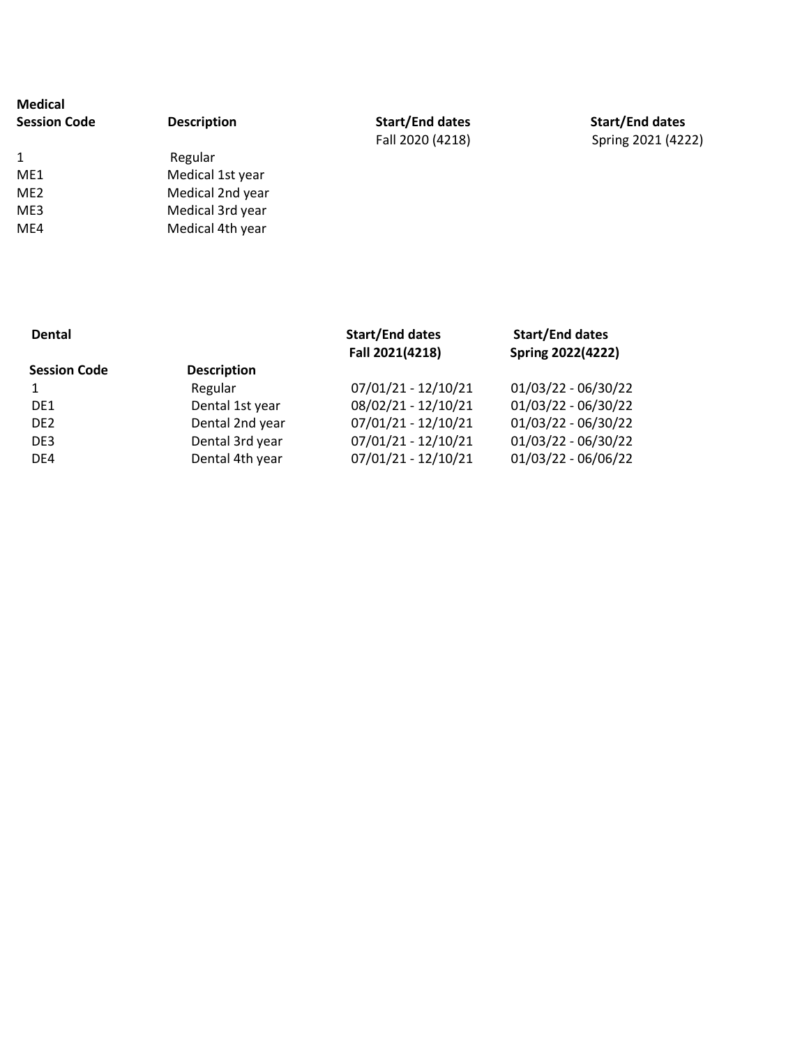| Medical Session Code | Description | Start/End dates Fall 2020 (4218) | Start/End dates Spring 2021 (4222) |
|---|---|---|---|
| 1 | Regular | | |
| ME1 | Medical 1st year | | |
| ME2 | Medical 2nd year | | |
| ME3 | Medical 3rd year | | |
| ME4 | Medical 4th year | | |

| Dental Session Code | Description | Start/End dates Fall 2021(4218) | Start/End dates Spring 2022(4222) |
|---|---|---|---|
| 1 | Regular | 07/01/21 - 12/10/21 | 01/03/22 - 06/30/22 |
| DE1 | Dental 1st year | 08/02/21 - 12/10/21 | 01/03/22 - 06/30/22 |
| DE2 | Dental 2nd year | 07/01/21 - 12/10/21 | 01/03/22 - 06/30/22 |
| DE3 | Dental 3rd year | 07/01/21 - 12/10/21 | 01/03/22 - 06/30/22 |
| DE4 | Dental 4th year | 07/01/21 - 12/10/21 | 01/03/22 - 06/06/22 |